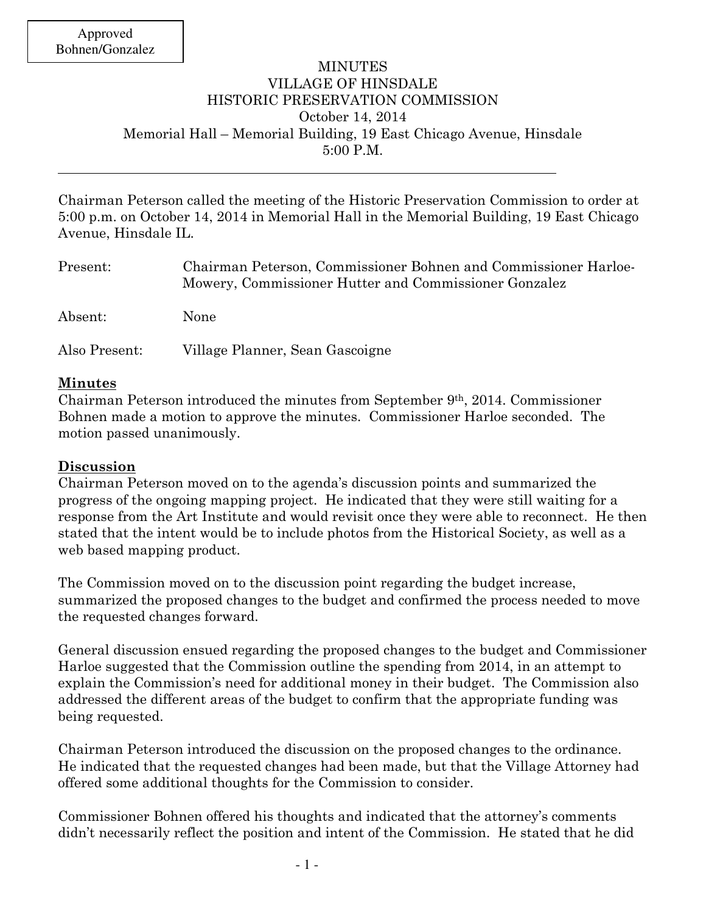Approved
Bohnen/Gonzalez

# MINUTES
# VILLAGE OF HINSDALE
# HISTORIC PRESERVATION COMMISSION

October 14, 2014
Memorial Hall – Memorial Building, 19 East Chicago Avenue, Hinsdale
5:00 P.M.

---

Chairman Peterson called the meeting of the Historic Preservation Commission to order at 5:00 p.m. on October 14, 2014 in Memorial Hall in the Memorial Building, 19 East Chicago Avenue, Hinsdale IL.

Present: Chairman Peterson, Commissioner Bohnen and Commissioner Harloe-Mowery, Commissioner Hutter and Commissioner Gonzalez

Absent: None

Also Present: Village Planner, Sean Gascoigne

**Minutes**

Chairman Peterson introduced the minutes from September 9th, 2014. Commissioner Bohnen made a motion to approve the minutes. Commissioner Harloe seconded. The motion passed unanimously.

**Discussion**

Chairman Peterson moved on to the agenda's discussion points and summarized the progress of the ongoing mapping project. He indicated that they were still waiting for a response from the Art Institute and would revisit once they were able to reconnect. He then stated that the intent would be to include photos from the Historical Society, as well as a web based mapping product.

The Commission moved on to the discussion point regarding the budget increase, summarized the proposed changes to the budget and confirmed the process needed to move the requested changes forward.

General discussion ensued regarding the proposed changes to the budget and Commissioner Harloe suggested that the Commission outline the spending from 2014, in an attempt to explain the Commission's need for additional money in their budget. The Commission also addressed the different areas of the budget to confirm that the appropriate funding was being requested.

Chairman Peterson introduced the discussion on the proposed changes to the ordinance. He indicated that the requested changes had been made, but that the Village Attorney had offered some additional thoughts for the Commission to consider.

Commissioner Bohnen offered his thoughts and indicated that the attorney's comments didn't necessarily reflect the position and intent of the Commission. He stated that he did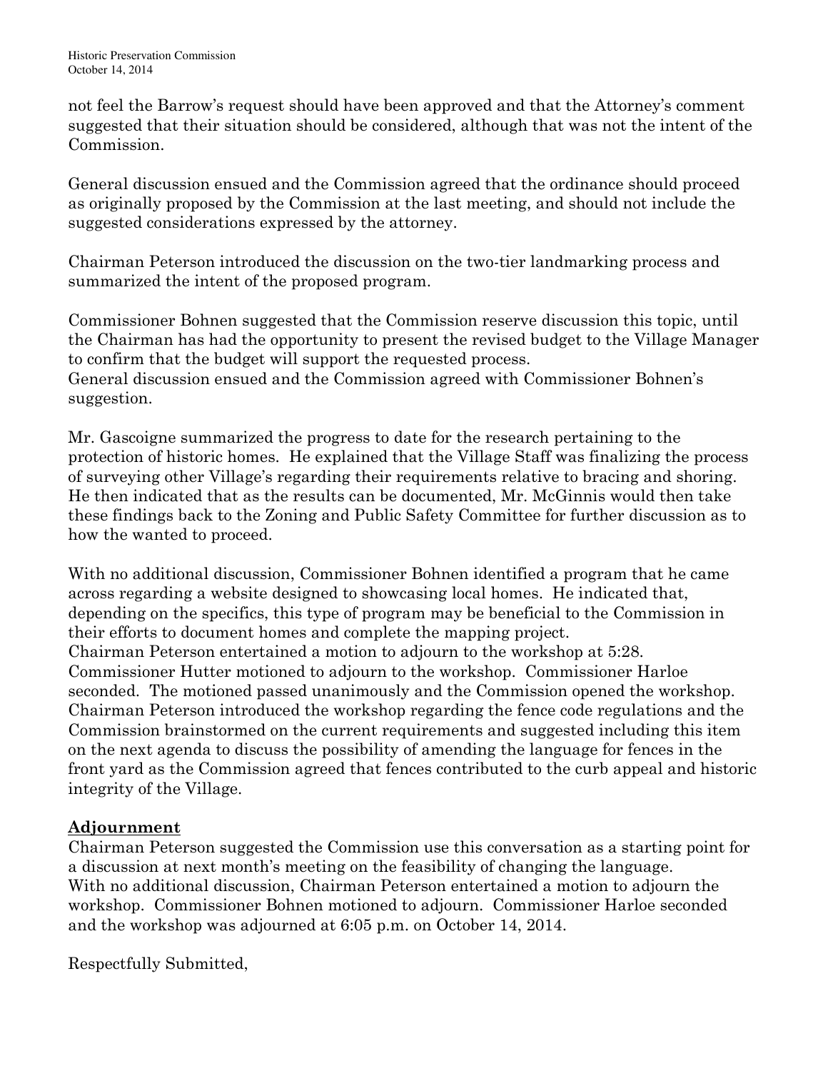not feel the Barrow's request should have been approved and that the Attorney's comment suggested that their situation should be considered, although that was not the intent of the Commission.

General discussion ensued and the Commission agreed that the ordinance should proceed as originally proposed by the Commission at the last meeting, and should not include the suggested considerations expressed by the attorney.

Chairman Peterson introduced the discussion on the two-tier landmarking process and summarized the intent of the proposed program.

Commissioner Bohnen suggested that the Commission reserve discussion this topic, until the Chairman has had the opportunity to present the revised budget to the Village Manager to confirm that the budget will support the requested process.
General discussion ensued and the Commission agreed with Commissioner Bohnen's suggestion.

Mr. Gascoigne summarized the progress to date for the research pertaining to the protection of historic homes. He explained that the Village Staff was finalizing the process of surveying other Village's regarding their requirements relative to bracing and shoring. He then indicated that as the results can be documented, Mr. McGinnis would then take these findings back to the Zoning and Public Safety Committee for further discussion as to how the wanted to proceed.

With no additional discussion, Commissioner Bohnen identified a program that he came across regarding a website designed to showcasing local homes. He indicated that, depending on the specifics, this type of program may be beneficial to the Commission in their efforts to document homes and complete the mapping project.
Chairman Peterson entertained a motion to adjourn to the workshop at 5:28. Commissioner Hutter motioned to adjourn to the workshop. Commissioner Harloe seconded. The motioned passed unanimously and the Commission opened the workshop. Chairman Peterson introduced the workshop regarding the fence code regulations and the Commission brainstormed on the current requirements and suggested including this item on the next agenda to discuss the possibility of amending the language for fences in the front yard as the Commission agreed that fences contributed to the curb appeal and historic integrity of the Village.

## Adjournment

Chairman Peterson suggested the Commission use this conversation as a starting point for a discussion at next month's meeting on the feasibility of changing the language.
With no additional discussion, Chairman Peterson entertained a motion to adjourn the workshop. Commissioner Bohnen motioned to adjourn. Commissioner Harloe seconded and the workshop was adjourned at 6:05 p.m. on October 14, 2014.

Respectfully Submitted,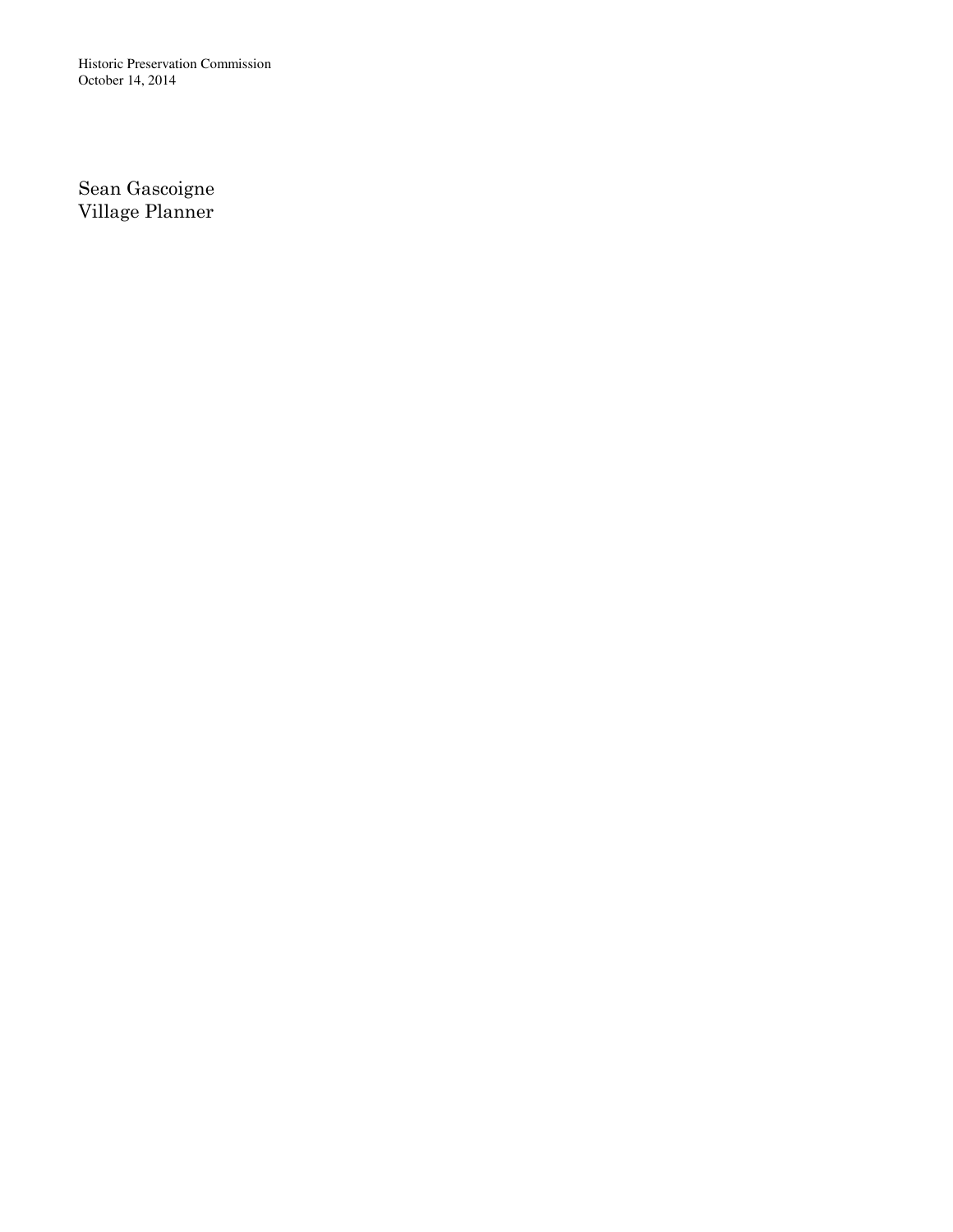Sean Gascoigne
Village Planner